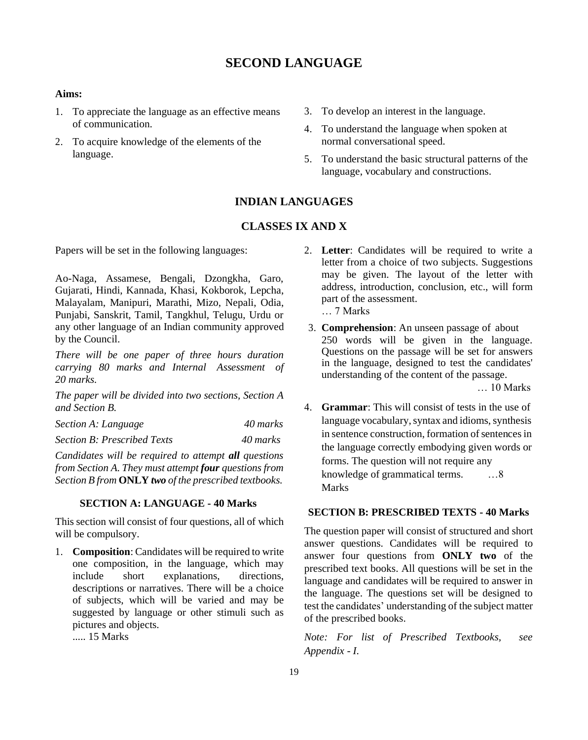# SECOND LANGUAGE

**Aims:**

1. To appreciate the language as an effective means of communication.
2. To acquire knowledge of the elements of the language.
3. To develop an interest in the language.
4. To understand the language when spoken at normal conversational speed.
5. To understand the basic structural patterns of the language, vocabulary and constructions.

## INDIAN LANGUAGES

## CLASSES IX AND X

Papers will be set in the following languages:

Ao-Naga, Assamese, Bengali, Dzongkha, Garo, Gujarati, Hindi, Kannada, Khasi, Kokborok, Lepcha, Malayalam, Manipuri, Marathi, Mizo, Nepali, Odia, Punjabi, Sanskrit, Tamil, Tangkhul, Telugu, Urdu or any other language of an Indian community approved by the Council.

*There will be one paper of three hours duration carrying 80 marks and Internal Assessment of 20 marks.*

*The paper will be divided into two sections, Section A and Section B.*

| | |
|---|---|
| *Section A: Language* | *40 marks* |
| *Section B: Prescribed Texts* | *40 marks* |

*Candidates will be required to attempt **all** questions from Section A. They must attempt **four** questions from Section B from* **ONLY** ***two** of the prescribed textbooks.*

### SECTION A: LANGUAGE - 40 Marks

This section will consist of four questions, all of which will be compulsory.

1. **Composition**: Candidates will be required to write one composition, in the language, which may include short explanations, directions, descriptions or narratives. There will be a choice of subjects, which will be varied and may be suggested by language or other stimuli such as pictures and objects.
   ..... 15 Marks
2. **Letter**: Candidates will be required to write a letter from a choice of two subjects. Suggestions may be given. The layout of the letter with address, introduction, conclusion, etc., will form part of the assessment.
   … 7 Marks
3. **Comprehension**: An unseen passage of about 250 words will be given in the language. Questions on the passage will be set for answers in the language, designed to test the candidates' understanding of the content of the passage.
   … 10 Marks
4. **Grammar**: This will consist of tests in the use of language vocabulary, syntax and idioms, synthesis in sentence construction, formation of sentences in the language correctly embodying given words or forms. The question will not require any knowledge of grammatical terms. …8 Marks

### SECTION B: PRESCRIBED TEXTS - 40 Marks

The question paper will consist of structured and short answer questions. Candidates will be required to answer four questions from **ONLY two** of the prescribed text books. All questions will be set in the language and candidates will be required to answer in the language. The questions set will be designed to test the candidates' understanding of the subject matter of the prescribed books.

*Note: For list of Prescribed Textbooks, see Appendix - I.*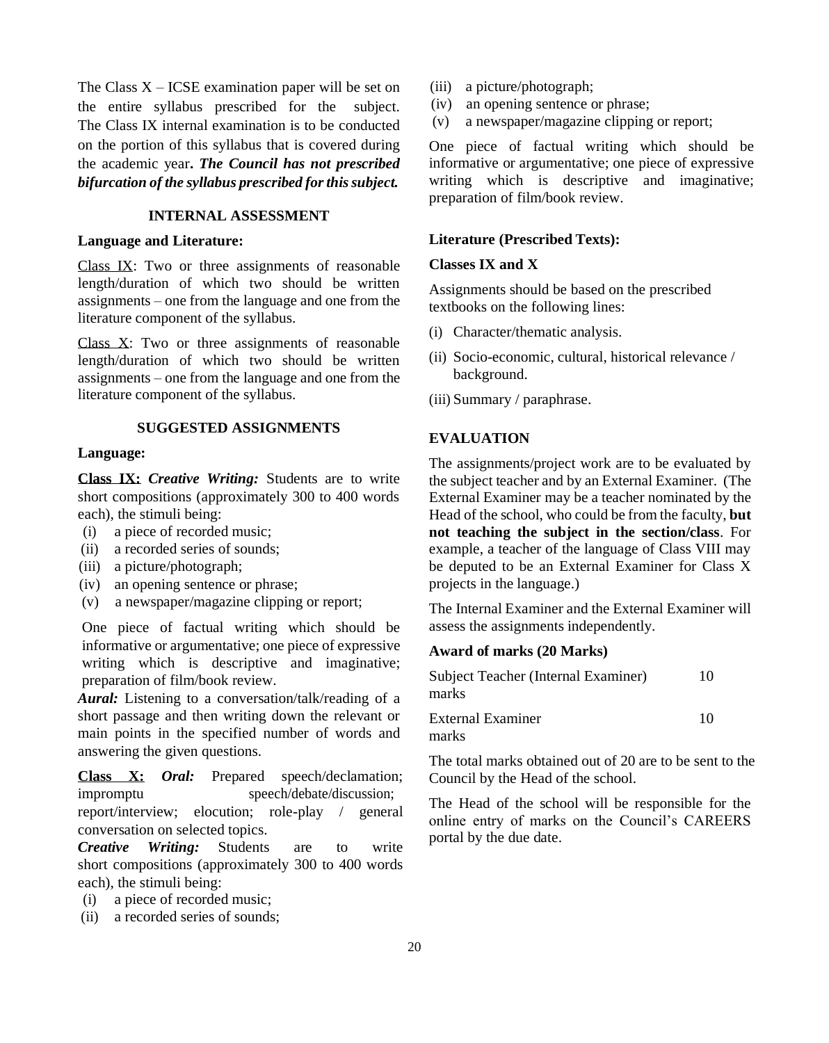The Class X – ICSE examination paper will be set on the entire syllabus prescribed for the subject. The Class IX internal examination is to be conducted on the portion of this syllabus that is covered during the academic year. ***The Council has not prescribed bifurcation of the syllabus prescribed for this subject.***

## INTERNAL ASSESSMENT

**Language and Literature:**

Class IX: Two or three assignments of reasonable length/duration of which two should be written assignments – one from the language and one from the literature component of the syllabus.

Class X: Two or three assignments of reasonable length/duration of which two should be written assignments – one from the language and one from the literature component of the syllabus.

## SUGGESTED ASSIGNMENTS

**Language:**

**Class IX:** ***Creative Writing:*** Students are to write short compositions (approximately 300 to 400 words each), the stimuli being:

(i) a piece of recorded music;
(ii) a recorded series of sounds;
(iii) a picture/photograph;
(iv) an opening sentence or phrase;
(v) a newspaper/magazine clipping or report;

One piece of factual writing which should be informative or argumentative; one piece of expressive writing which is descriptive and imaginative; preparation of film/book review.

***Aural:*** Listening to a conversation/talk/reading of a short passage and then writing down the relevant or main points in the specified number of words and answering the given questions.

**Class X:** ***Oral:*** Prepared speech/declamation; impromptu speech/debate/discussion; report/interview; elocution; role-play / general conversation on selected topics.

***Creative Writing:*** Students are to write short compositions (approximately 300 to 400 words each), the stimuli being:

(i) a piece of recorded music;
(ii) a recorded series of sounds;
(iii) a picture/photograph;
(iv) an opening sentence or phrase;
(v) a newspaper/magazine clipping or report;

One piece of factual writing which should be informative or argumentative; one piece of expressive writing which is descriptive and imaginative; preparation of film/book review.

**Literature (Prescribed Texts):**

**Classes IX and X**

Assignments should be based on the prescribed textbooks on the following lines:

(i) Character/thematic analysis.
(ii) Socio-economic, cultural, historical relevance / background.
(iii) Summary / paraphrase.

## EVALUATION

The assignments/project work are to be evaluated by the subject teacher and by an External Examiner. (The External Examiner may be a teacher nominated by the Head of the school, who could be from the faculty, **but not teaching the subject in the section/class**. For example, a teacher of the language of Class VIII may be deputed to be an External Examiner for Class X projects in the language.)

The Internal Examiner and the External Examiner will assess the assignments independently.

**Award of marks (20 Marks)**

| | |
|---|---|
| Subject Teacher (Internal Examiner) | 10 marks |
| External Examiner | 10 marks |

The total marks obtained out of 20 are to be sent to the Council by the Head of the school.

The Head of the school will be responsible for the online entry of marks on the Council's CAREERS portal by the due date.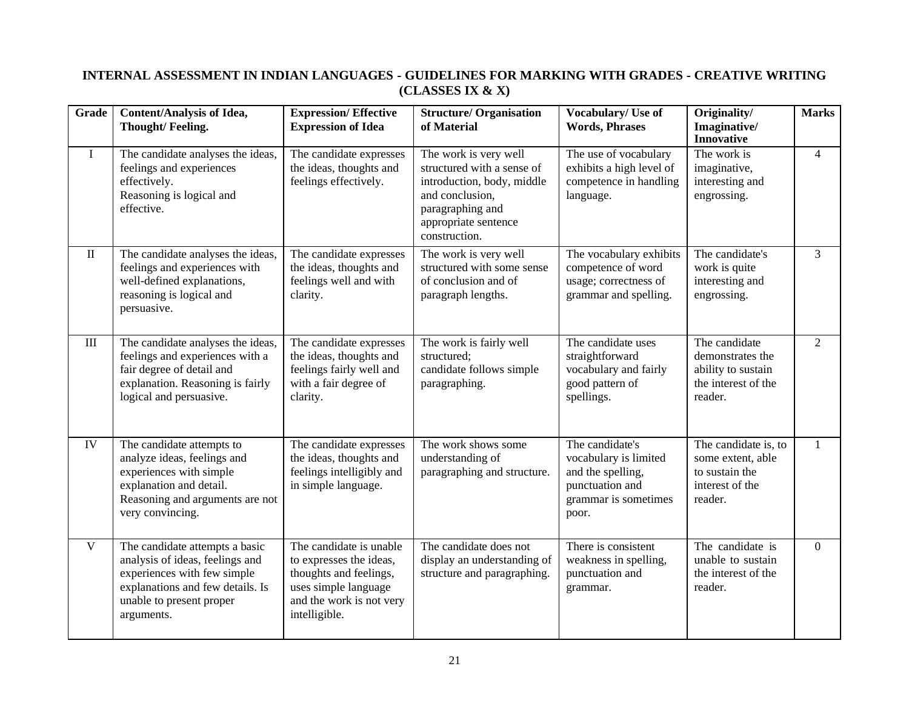## INTERNAL ASSESSMENT IN INDIAN LANGUAGES - GUIDELINES FOR MARKING WITH GRADES - CREATIVE WRITING (CLASSES IX & X)

| Grade | Content/Analysis of Idea, Thought/ Feeling. | Expression/ Effective Expression of Idea | Structure/ Organisation of Material | Vocabulary/ Use of Words, Phrases | Originality/ Imaginative/ Innovative | Marks |
|---|---|---|---|---|---|---|
| I | The candidate analyses the ideas, feelings and experiences effectively. Reasoning is logical and effective. | The candidate expresses the ideas, thoughts and feelings effectively. | The work is very well structured with a sense of introduction, body, middle and conclusion, paragraphing and appropriate sentence construction. | The use of vocabulary exhibits a high level of competence in handling language. | The work is imaginative, interesting and engrossing. | 4 |
| II | The candidate analyses the ideas, feelings and experiences with well-defined explanations, reasoning is logical and persuasive. | The candidate expresses the ideas, thoughts and feelings well and with clarity. | The work is very well structured with some sense of conclusion and of paragraph lengths. | The vocabulary exhibits competence of word usage; correctness of grammar and spelling. | The candidate's work is quite interesting and engrossing. | 3 |
| III | The candidate analyses the ideas, feelings and experiences with a fair degree of detail and explanation. Reasoning is fairly logical and persuasive. | The candidate expresses the ideas, thoughts and feelings fairly well and with a fair degree of clarity. | The work is fairly well structured; candidate follows simple paragraphing. | The candidate uses straightforward vocabulary and fairly good pattern of spellings. | The candidate demonstrates the ability to sustain the interest of the reader. | 2 |
| IV | The candidate attempts to analyze ideas, feelings and experiences with simple explanation and detail. Reasoning and arguments are not very convincing. | The candidate expresses the ideas, thoughts and feelings intelligibly and in simple language. | The work shows some understanding of paragraphing and structure. | The candidate's vocabulary is limited and the spelling, punctuation and grammar is sometimes poor. | The candidate is, to some extent, able to sustain the interest of the reader. | 1 |
| V | The candidate attempts a basic analysis of ideas, feelings and experiences with few simple explanations and few details. Is unable to present proper arguments. | The candidate is unable to expresses the ideas, thoughts and feelings, uses simple language and the work is not very intelligible. | The candidate does not display an understanding of structure and paragraphing. | There is consistent weakness in spelling, punctuation and grammar. | The candidate is unable to sustain the interest of the reader. | 0 |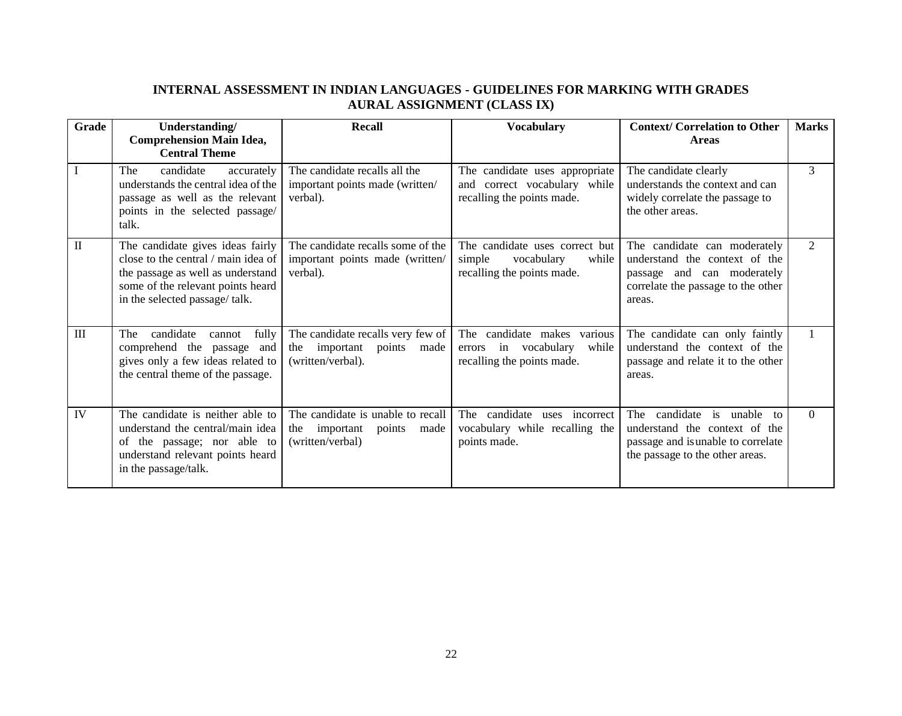## INTERNAL ASSESSMENT IN INDIAN LANGUAGES - GUIDELINES FOR MARKING WITH GRADES
## AURAL ASSIGNMENT (CLASS IX)

| Grade | Understanding/ Comprehension Main Idea, Central Theme | Recall | Vocabulary | Context/ Correlation to Other Areas | Marks |
|---|---|---|---|---|---|
| I | The candidate accurately understands the central idea of the passage as well as the relevant points in the selected passage/ talk. | The candidate recalls all the important points made (written/ verbal). | The candidate uses appropriate and correct vocabulary while recalling the points made. | The candidate clearly understands the context and can widely correlate the passage to the other areas. | 3 |
| II | The candidate gives ideas fairly close to the central / main idea of the passage as well as understand some of the relevant points heard in the selected passage/ talk. | The candidate recalls some of the important points made (written/ verbal). | The candidate uses correct but simple vocabulary while recalling the points made. | The candidate can moderately understand the context of the passage and can moderately correlate the passage to the other areas. | 2 |
| III | The candidate cannot fully comprehend the passage and gives only a few ideas related to the central theme of the passage. | The candidate recalls very few of the important points made (written/verbal). | The candidate makes various errors in vocabulary while recalling the points made. | The candidate can only faintly understand the context of the passage and relate it to the other areas. | 1 |
| IV | The candidate is neither able to understand the central/main idea of the passage; nor able to understand relevant points heard in the passage/talk. | The candidate is unable to recall the important points made (written/verbal) | The candidate uses incorrect vocabulary while recalling the points made. | The candidate is unable to understand the context of the passage and is unable to correlate the passage to the other areas. | 0 |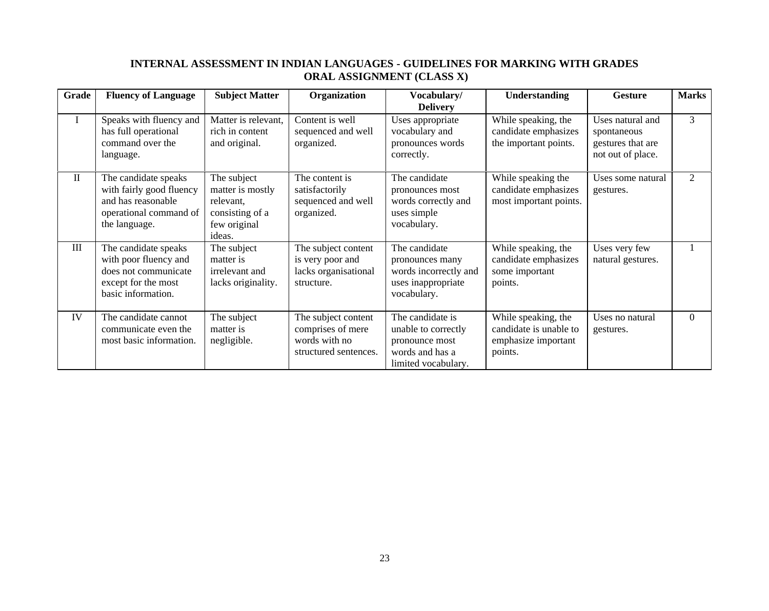**INTERNAL ASSESSMENT IN INDIAN LANGUAGES - GUIDELINES FOR MARKING WITH GRADES**
**ORAL ASSIGNMENT (CLASS X)**

| Grade | Fluency of Language | Subject Matter | Organization | Vocabulary/ Delivery | Understanding | Gesture | Marks |
|---|---|---|---|---|---|---|---|
| I | Speaks with fluency and has full operational command over the language. | Matter is relevant, rich in content and original. | Content is well sequenced and well organized. | Uses appropriate vocabulary and pronounces words correctly. | While speaking, the candidate emphasizes the important points. | Uses natural and spontaneous gestures that are not out of place. | 3 |
| II | The candidate speaks with fairly good fluency and has reasonable operational command of the language. | The subject matter is mostly relevant, consisting of a few original ideas. | The content is satisfactorily sequenced and well organized. | The candidate pronounces most words correctly and uses simple vocabulary. | While speaking the candidate emphasizes most important points. | Uses some natural gestures. | 2 |
| III | The candidate speaks with poor fluency and does not communicate except for the most basic information. | The subject matter is irrelevant and lacks originality. | The subject content is very poor and lacks organisational structure. | The candidate pronounces many words incorrectly and uses inappropriate vocabulary. | While speaking, the candidate emphasizes some important points. | Uses very few natural gestures. | 1 |
| IV | The candidate cannot communicate even the most basic information. | The subject matter is negligible. | The subject content comprises of mere words with no structured sentences. | The candidate is unable to correctly pronounce most words and has a limited vocabulary. | While speaking, the candidate is unable to emphasize important points. | Uses no natural gestures. | 0 |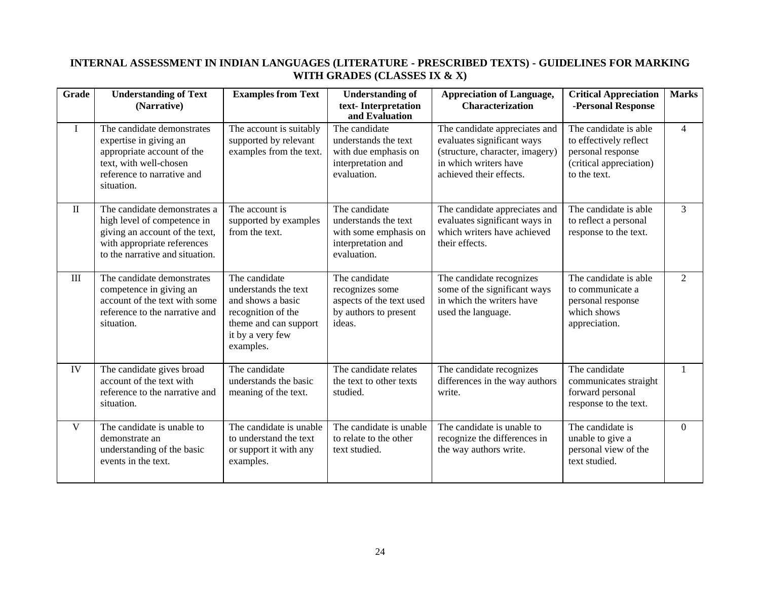## INTERNAL ASSESSMENT IN INDIAN LANGUAGES (LITERATURE - PRESCRIBED TEXTS) - GUIDELINES FOR MARKING WITH GRADES (CLASSES IX & X)

| Grade | Understanding of Text (Narrative) | Examples from Text | Understanding of text- Interpretation and Evaluation | Appreciation of Language, Characterization | Critical Appreciation -Personal Response | Marks |
|---|---|---|---|---|---|---|
| I | The candidate demonstrates expertise in giving an appropriate account of the text, with well-chosen reference to narrative and situation. | The account is suitably supported by relevant examples from the text. | The candidate understands the text with due emphasis on interpretation and evaluation. | The candidate appreciates and evaluates significant ways (structure, character, imagery) in which writers have achieved their effects. | The candidate is able to effectively reflect personal response (critical appreciation) to the text. | 4 |
| II | The candidate demonstrates a high level of competence in giving an account of the text, with appropriate references to the narrative and situation. | The account is supported by examples from the text. | The candidate understands the text with some emphasis on interpretation and evaluation. | The candidate appreciates and evaluates significant ways in which writers have achieved their effects. | The candidate is able to reflect a personal response to the text. | 3 |
| III | The candidate demonstrates competence in giving an account of the text with some reference to the narrative and situation. | The candidate understands the text and shows a basic recognition of the theme and can support it by a very few examples. | The candidate recognizes some aspects of the text used by authors to present ideas. | The candidate recognizes some of the significant ways in which the writers have used the language. | The candidate is able to communicate a personal response which shows appreciation. | 2 |
| IV | The candidate gives broad account of the text with reference to the narrative and situation. | The candidate understands the basic meaning of the text. | The candidate relates the text to other texts studied. | The candidate recognizes differences in the way authors write. | The candidate communicates straight forward personal response to the text. | 1 |
| V | The candidate is unable to demonstrate an understanding of the basic events in the text. | The candidate is unable to understand the text or support it with any examples. | The candidate is unable to relate to the other text studied. | The candidate is unable to recognize the differences in the way authors write. | The candidate is unable to give a personal view of the text studied. | 0 |